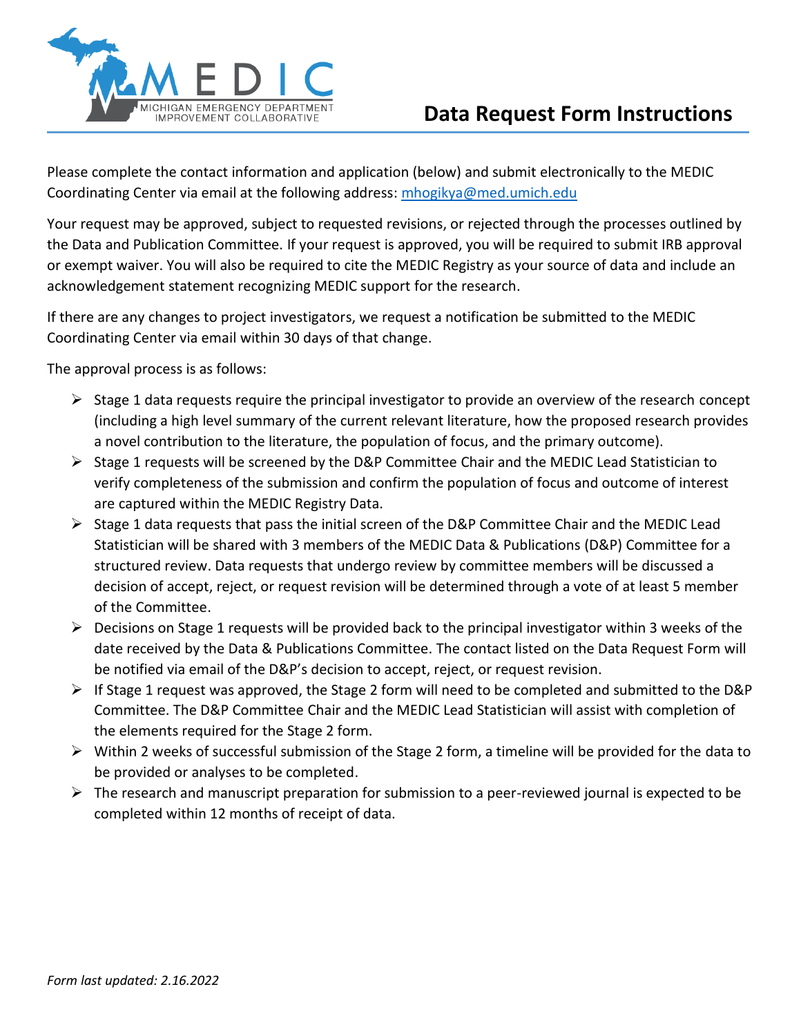MEDIC

MICHIGAN EMERGENCY DEPARTMENT IMPROVEMENT COLLABORATIVE

# Data Request Form Instructions

Please complete the contact information and application (below) and submit electronically to the MEDIC Coordinating Center via email at the following address: [mhogikya@med.umich.edu](mailto:mhogikya@med.umich.edu)

Your request may be approved, subject to requested revisions, or rejected through the processes outlined by the Data and Publication Committee. If your request is approved, you will be required to submit IRB approval or exempt waiver. You will also be required to cite the MEDIC Registry as your source of data and include an acknowledgement statement recognizing MEDIC support for the research.

If there are any changes to project investigators, we request a notification be submitted to the MEDIC Coordinating Center via email within 30 days of that change.

The approval process is as follows:

- Stage 1 data requests require the principal investigator to provide an overview of the research concept (including a high level summary of the current relevant literature, how the proposed research provides a novel contribution to the literature, the population of focus, and the primary outcome).
- Stage 1 requests will be screened by the D&P Committee Chair and the MEDIC Lead Statistician to verify completeness of the submission and confirm the population of focus and outcome of interest are captured within the MEDIC Registry Data.
- Stage 1 data requests that pass the initial screen of the D&P Committee Chair and the MEDIC Lead Statistician will be shared with 3 members of the MEDIC Data & Publications (D&P) Committee for a structured review. Data requests that undergo review by committee members will be discussed a decision of accept, reject, or request revision will be determined through a vote of at least 5 member of the Committee.
- Decisions on Stage 1 requests will be provided back to the principal investigator within 3 weeks of the date received by the Data & Publications Committee. The contact listed on the Data Request Form will be notified via email of the D&P's decision to accept, reject, or request revision.
- If Stage 1 request was approved, the Stage 2 form will need to be completed and submitted to the D&P Committee. The D&P Committee Chair and the MEDIC Lead Statistician will assist with completion of the elements required for the Stage 2 form.
- Within 2 weeks of successful submission of the Stage 2 form, a timeline will be provided for the data to be provided or analyses to be completed.
- The research and manuscript preparation for submission to a peer-reviewed journal is expected to be completed within 12 months of receipt of data.

*Form last updated: 2.16.2022*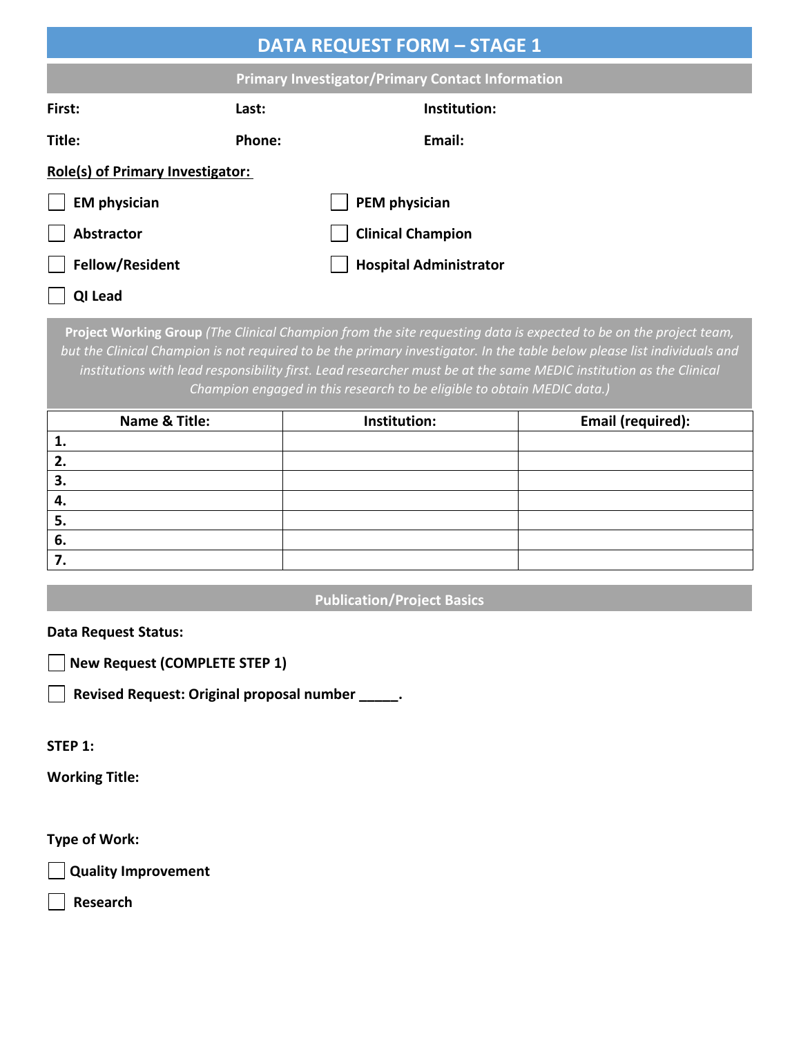# DATA REQUEST FORM – STAGE 1

## Primary Investigator/Primary Contact Information

**First:** **Last:** **Institution:**

**Title:** **Phone:** **Email:**

**Role(s) of Primary Investigator:**

- ☐ **EM physician**
- ☐ **PEM physician**
- ☐ **Abstractor**
- ☐ **Clinical Champion**
- ☐ **Fellow/Resident**
- ☐ **Hospital Administrator**
- ☐ **QI Lead**

**Project Working Group** *(The Clinical Champion from the site requesting data is expected to be on the project team, but the Clinical Champion is not required to be the primary investigator. In the table below please list individuals and institutions with lead responsibility first. Lead researcher must be at the same MEDIC institution as the Clinical Champion engaged in this research to be eligible to obtain MEDIC data.)*

| Name & Title: | Institution: | Email (required): |
|---|---|---|
| **1.** | | |
| **2.** | | |
| **3.** | | |
| **4.** | | |
| **5.** | | |
| **6.** | | |
| **7.** | | |

## Publication/Project Basics

**Data Request Status:**

- ☐ **New Request (COMPLETE STEP 1)**
- ☐ **Revised Request: Original proposal number _____.**

**STEP 1:**

**Working Title:**

**Type of Work:**

- ☐ **Quality Improvement**
- ☐ **Research**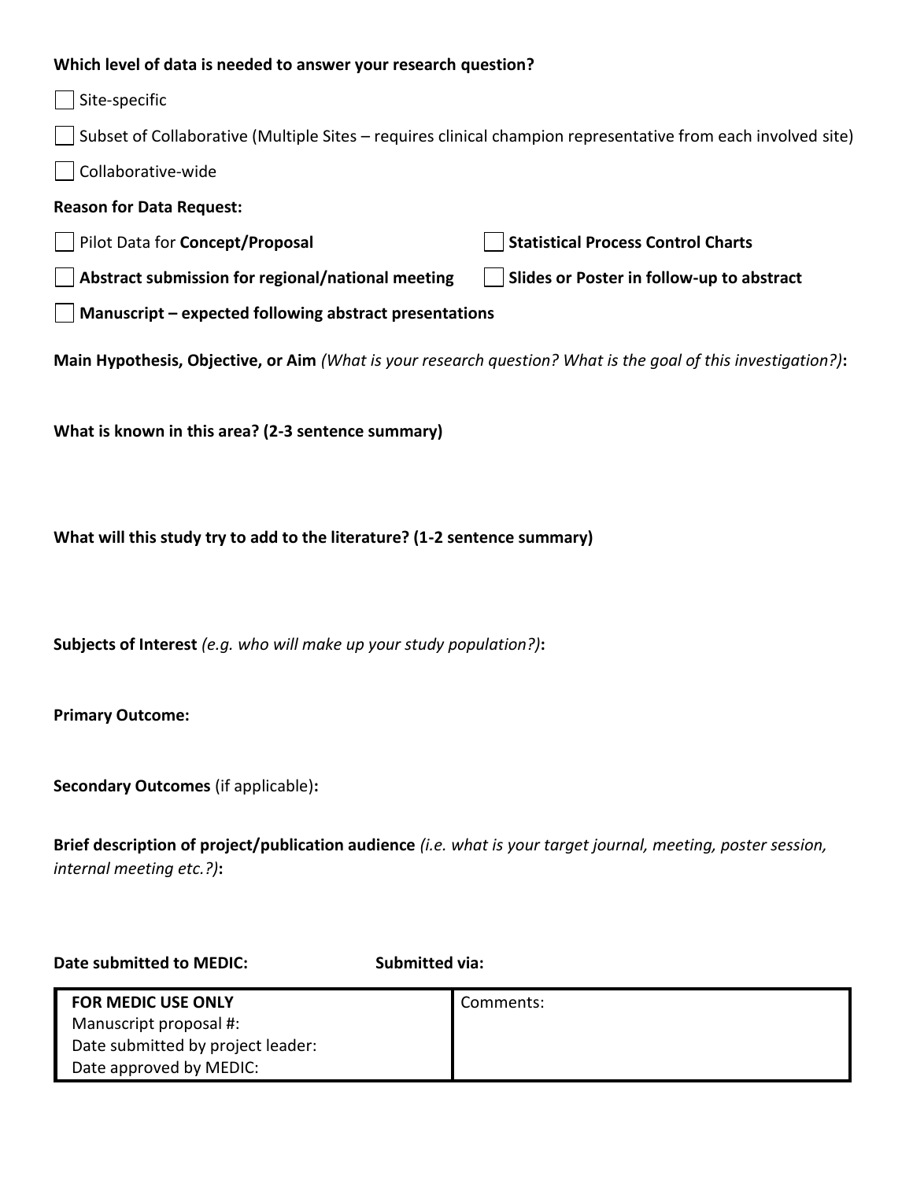**Which level of data is needed to answer your research question?**

- [ ] Site-specific
- [ ] Subset of Collaborative (Multiple Sites – requires clinical champion representative from each involved site)
- [ ] Collaborative-wide

**Reason for Data Request:**

- [ ] Pilot Data for **Concept/Proposal**
- [ ] **Statistical Process Control Charts**
- [ ] **Abstract submission for regional/national meeting**
- [ ] **Slides or Poster in follow-up to abstract**
- [ ] **Manuscript – expected following abstract presentations**

**Main Hypothesis, Objective, or Aim** *(What is your research question? What is the goal of this investigation?)***:**

**What is known in this area? (2-3 sentence summary)**

**What will this study try to add to the literature? (1-2 sentence summary)**

**Subjects of Interest** *(e.g. who will make up your study population?)***:**

**Primary Outcome:**

**Secondary Outcomes** (if applicable)**:**

**Brief description of project/publication audience** *(i.e. what is your target journal, meeting, poster session, internal meeting etc.?)***:**

**Date submitted to MEDIC:** **Submitted via:**

| **FOR MEDIC USE ONLY**<br>Manuscript proposal #:<br>Date submitted by project leader:<br>Date approved by MEDIC: | Comments: |
|---|---|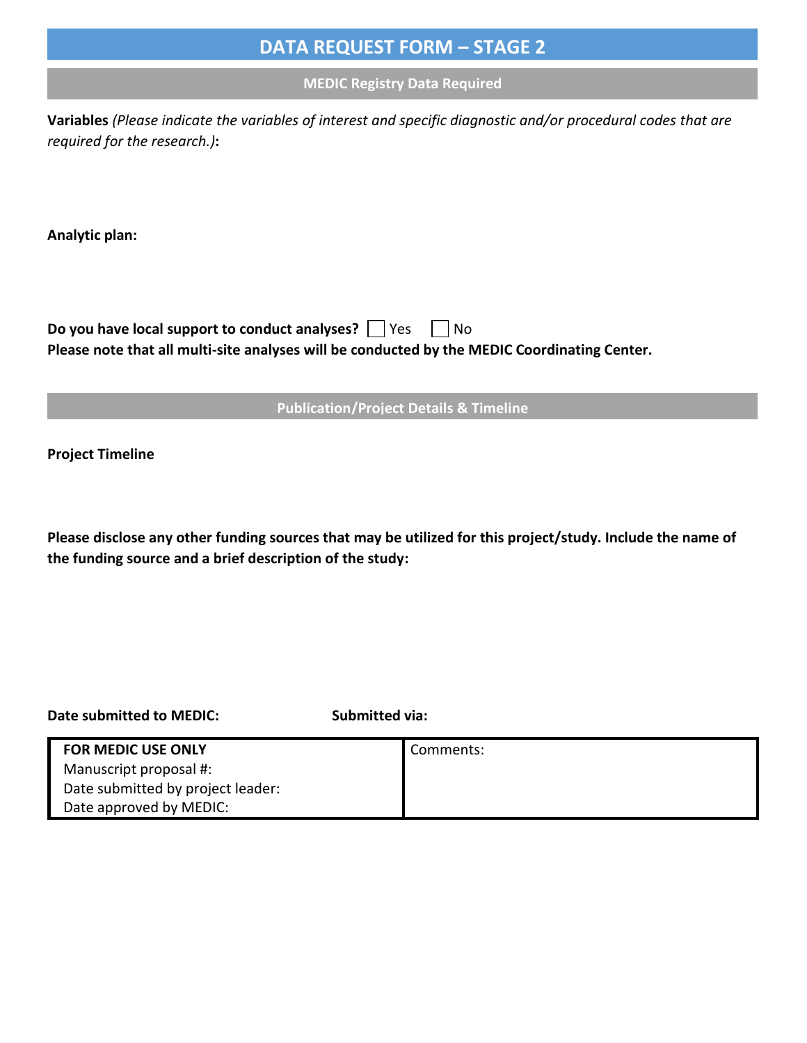# DATA REQUEST FORM – STAGE 2

## MEDIC Registry Data Required

**Variables** *(Please indicate the variables of interest and specific diagnostic and/or procedural codes that are required for the research.)***:**

**Analytic plan:**

**Do you have local support to conduct analyses?** ☐ Yes ☐ No

**Please note that all multi-site analyses will be conducted by the MEDIC Coordinating Center.**

## Publication/Project Details & Timeline

**Project Timeline**

**Please disclose any other funding sources that may be utilized for this project/study. Include the name of the funding source and a brief description of the study:**

**Date submitted to MEDIC:** **Submitted via:**

| | |
|---|---|
| **FOR MEDIC USE ONLY**<br>Manuscript proposal #:<br>Date submitted by project leader:<br>Date approved by MEDIC: | Comments: |